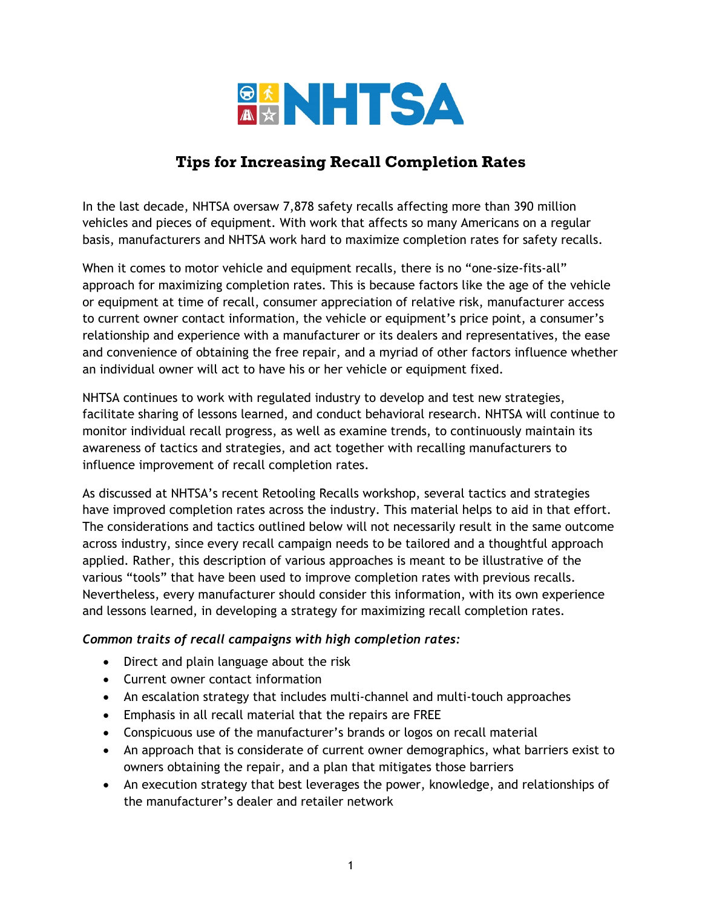NHTSA

# Tips for Increasing Recall Completion Rates

In the last decade, NHTSA oversaw 7,878 safety recalls affecting more than 390 million vehicles and pieces of equipment. With work that affects so many Americans on a regular basis, manufacturers and NHTSA work hard to maximize completion rates for safety recalls.

When it comes to motor vehicle and equipment recalls, there is no "one-size-fits-all" approach for maximizing completion rates. This is because factors like the age of the vehicle or equipment at time of recall, consumer appreciation of relative risk, manufacturer access to current owner contact information, the vehicle or equipment's price point, a consumer's relationship and experience with a manufacturer or its dealers and representatives, the ease and convenience of obtaining the free repair, and a myriad of other factors influence whether an individual owner will act to have his or her vehicle or equipment fixed.

NHTSA continues to work with regulated industry to develop and test new strategies, facilitate sharing of lessons learned, and conduct behavioral research. NHTSA will continue to monitor individual recall progress, as well as examine trends, to continuously maintain its awareness of tactics and strategies, and act together with recalling manufacturers to influence improvement of recall completion rates.

As discussed at NHTSA's recent Retooling Recalls workshop, several tactics and strategies have improved completion rates across the industry. This material helps to aid in that effort. The considerations and tactics outlined below will not necessarily result in the same outcome across industry, since every recall campaign needs to be tailored and a thoughtful approach applied. Rather, this description of various approaches is meant to be illustrative of the various "tools" that have been used to improve completion rates with previous recalls. Nevertheless, every manufacturer should consider this information, with its own experience and lessons learned, in developing a strategy for maximizing recall completion rates.

***Common traits of recall campaigns with high completion rates:***

- Direct and plain language about the risk
- Current owner contact information
- An escalation strategy that includes multi-channel and multi-touch approaches
- Emphasis in all recall material that the repairs are FREE
- Conspicuous use of the manufacturer's brands or logos on recall material
- An approach that is considerate of current owner demographics, what barriers exist to owners obtaining the repair, and a plan that mitigates those barriers
- An execution strategy that best leverages the power, knowledge, and relationships of the manufacturer's dealer and retailer network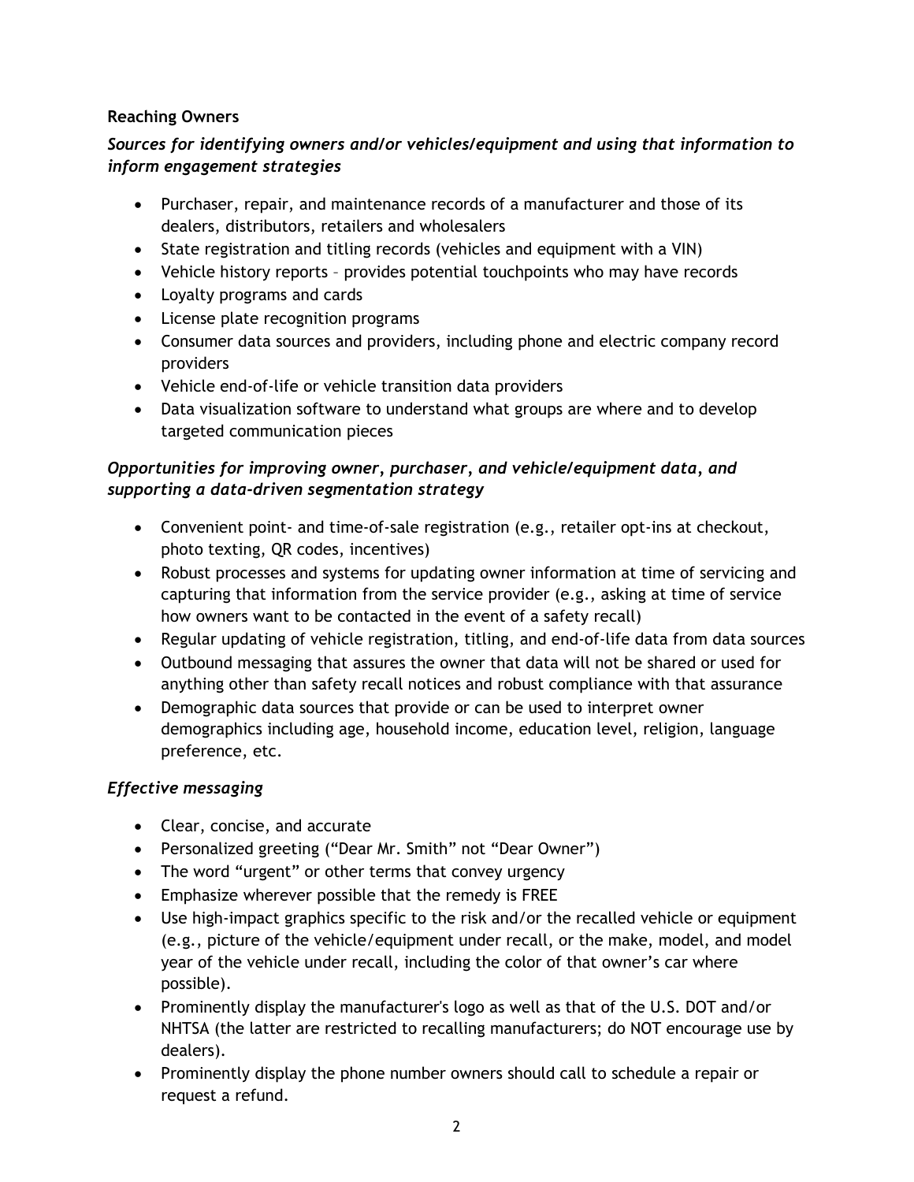**Reaching Owners**

*Sources for identifying owners and/or vehicles/equipment and using that information to inform engagement strategies*

- Purchaser, repair, and maintenance records of a manufacturer and those of its dealers, distributors, retailers and wholesalers
- State registration and titling records (vehicles and equipment with a VIN)
- Vehicle history reports – provides potential touchpoints who may have records
- Loyalty programs and cards
- License plate recognition programs
- Consumer data sources and providers, including phone and electric company record providers
- Vehicle end-of-life or vehicle transition data providers
- Data visualization software to understand what groups are where and to develop targeted communication pieces

*Opportunities for improving owner, purchaser, and vehicle/equipment data, and supporting a data-driven segmentation strategy*

- Convenient point- and time-of-sale registration (e.g., retailer opt-ins at checkout, photo texting, QR codes, incentives)
- Robust processes and systems for updating owner information at time of servicing and capturing that information from the service provider (e.g., asking at time of service how owners want to be contacted in the event of a safety recall)
- Regular updating of vehicle registration, titling, and end-of-life data from data sources
- Outbound messaging that assures the owner that data will not be shared or used for anything other than safety recall notices and robust compliance with that assurance
- Demographic data sources that provide or can be used to interpret owner demographics including age, household income, education level, religion, language preference, etc.

*Effective messaging*

- Clear, concise, and accurate
- Personalized greeting ("Dear Mr. Smith" not "Dear Owner")
- The word "urgent" or other terms that convey urgency
- Emphasize wherever possible that the remedy is FREE
- Use high-impact graphics specific to the risk and/or the recalled vehicle or equipment (e.g., picture of the vehicle/equipment under recall, or the make, model, and model year of the vehicle under recall, including the color of that owner's car where possible).
- Prominently display the manufacturer's logo as well as that of the U.S. DOT and/or NHTSA (the latter are restricted to recalling manufacturers; do NOT encourage use by dealers).
- Prominently display the phone number owners should call to schedule a repair or request a refund.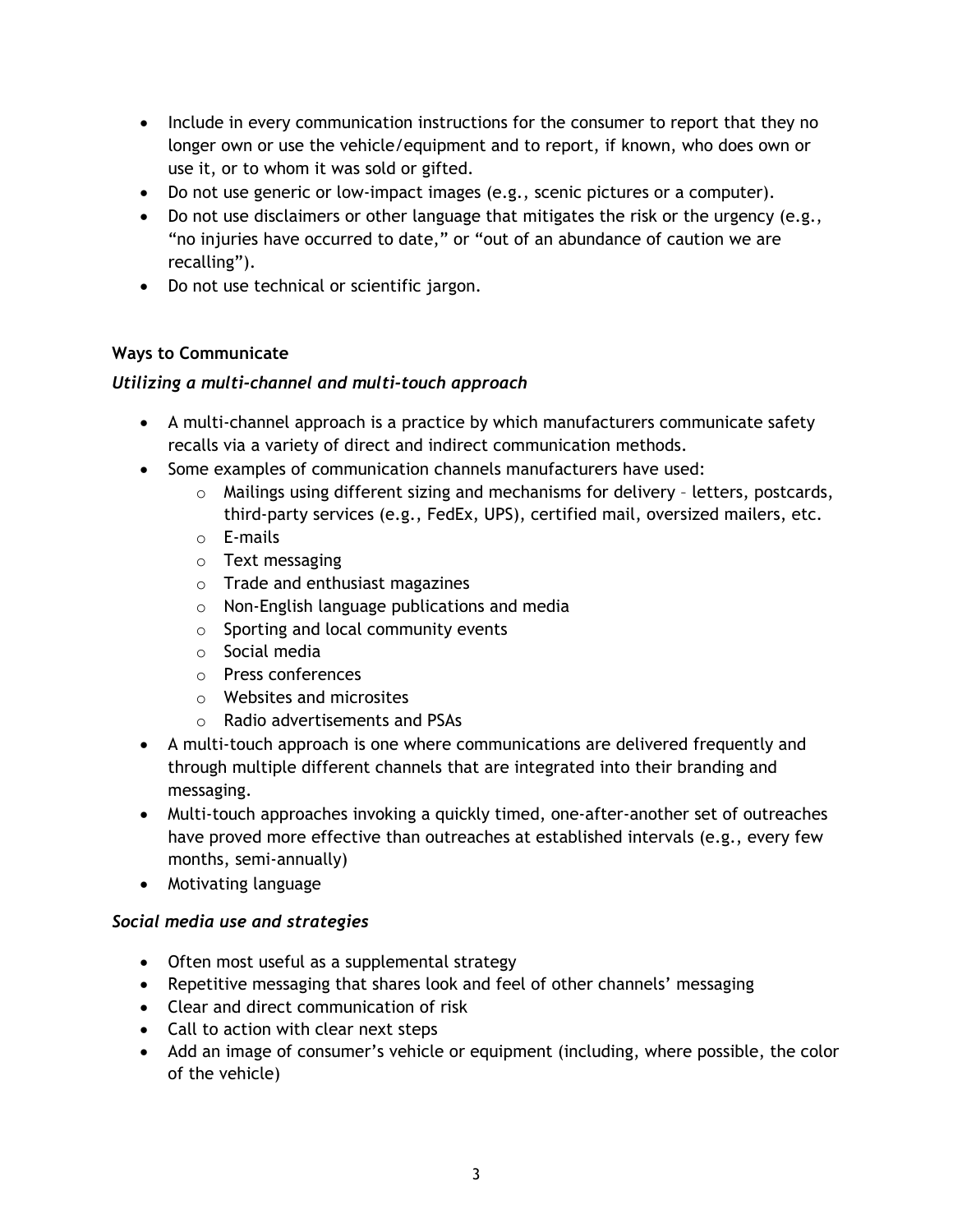- Include in every communication instructions for the consumer to report that they no longer own or use the vehicle/equipment and to report, if known, who does own or use it, or to whom it was sold or gifted.
- Do not use generic or low-impact images (e.g., scenic pictures or a computer).
- Do not use disclaimers or other language that mitigates the risk or the urgency (e.g., "no injuries have occurred to date," or "out of an abundance of caution we are recalling").
- Do not use technical or scientific jargon.

**Ways to Communicate**

***Utilizing a multi-channel and multi-touch approach***

- A multi-channel approach is a practice by which manufacturers communicate safety recalls via a variety of direct and indirect communication methods.
- Some examples of communication channels manufacturers have used:
  - Mailings using different sizing and mechanisms for delivery – letters, postcards, third-party services (e.g., FedEx, UPS), certified mail, oversized mailers, etc.
  - E-mails
  - Text messaging
  - Trade and enthusiast magazines
  - Non-English language publications and media
  - Sporting and local community events
  - Social media
  - Press conferences
  - Websites and microsites
  - Radio advertisements and PSAs
- A multi-touch approach is one where communications are delivered frequently and through multiple different channels that are integrated into their branding and messaging.
- Multi-touch approaches invoking a quickly timed, one-after-another set of outreaches have proved more effective than outreaches at established intervals (e.g., every few months, semi-annually)
- Motivating language

***Social media use and strategies***

- Often most useful as a supplemental strategy
- Repetitive messaging that shares look and feel of other channels' messaging
- Clear and direct communication of risk
- Call to action with clear next steps
- Add an image of consumer's vehicle or equipment (including, where possible, the color of the vehicle)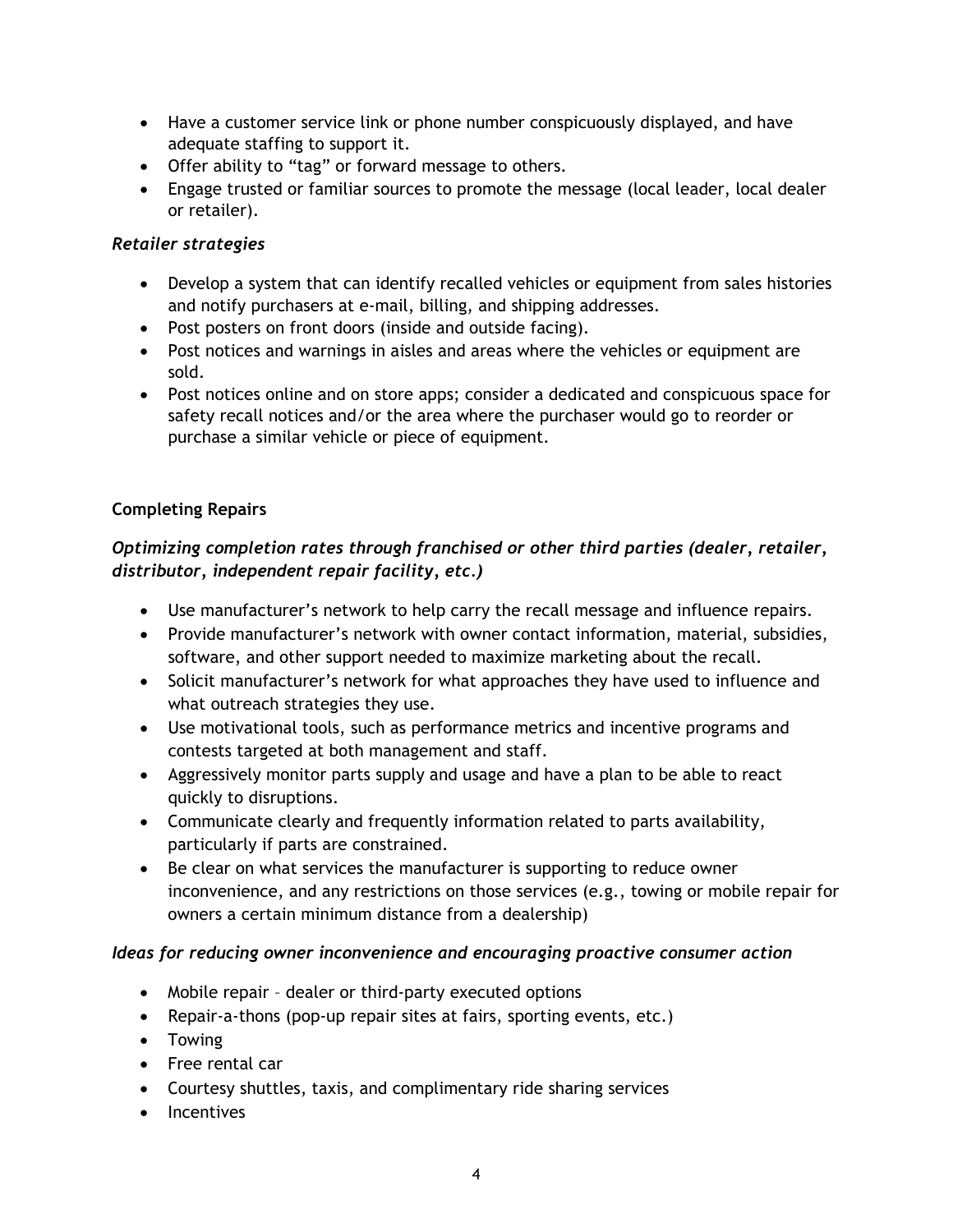- Have a customer service link or phone number conspicuously displayed, and have adequate staffing to support it.
- Offer ability to "tag" or forward message to others.
- Engage trusted or familiar sources to promote the message (local leader, local dealer or retailer).

*Retailer strategies*

- Develop a system that can identify recalled vehicles or equipment from sales histories and notify purchasers at e-mail, billing, and shipping addresses.
- Post posters on front doors (inside and outside facing).
- Post notices and warnings in aisles and areas where the vehicles or equipment are sold.
- Post notices online and on store apps; consider a dedicated and conspicuous space for safety recall notices and/or the area where the purchaser would go to reorder or purchase a similar vehicle or piece of equipment.

**Completing Repairs**

***Optimizing completion rates through franchised or other third parties (dealer, retailer, distributor, independent repair facility, etc.)***

- Use manufacturer's network to help carry the recall message and influence repairs.
- Provide manufacturer's network with owner contact information, material, subsidies, software, and other support needed to maximize marketing about the recall.
- Solicit manufacturer's network for what approaches they have used to influence and what outreach strategies they use.
- Use motivational tools, such as performance metrics and incentive programs and contests targeted at both management and staff.
- Aggressively monitor parts supply and usage and have a plan to be able to react quickly to disruptions.
- Communicate clearly and frequently information related to parts availability, particularly if parts are constrained.
- Be clear on what services the manufacturer is supporting to reduce owner inconvenience, and any restrictions on those services (e.g., towing or mobile repair for owners a certain minimum distance from a dealership)

***Ideas for reducing owner inconvenience and encouraging proactive consumer action***

- Mobile repair – dealer or third-party executed options
- Repair-a-thons (pop-up repair sites at fairs, sporting events, etc.)
- Towing
- Free rental car
- Courtesy shuttles, taxis, and complimentary ride sharing services
- Incentives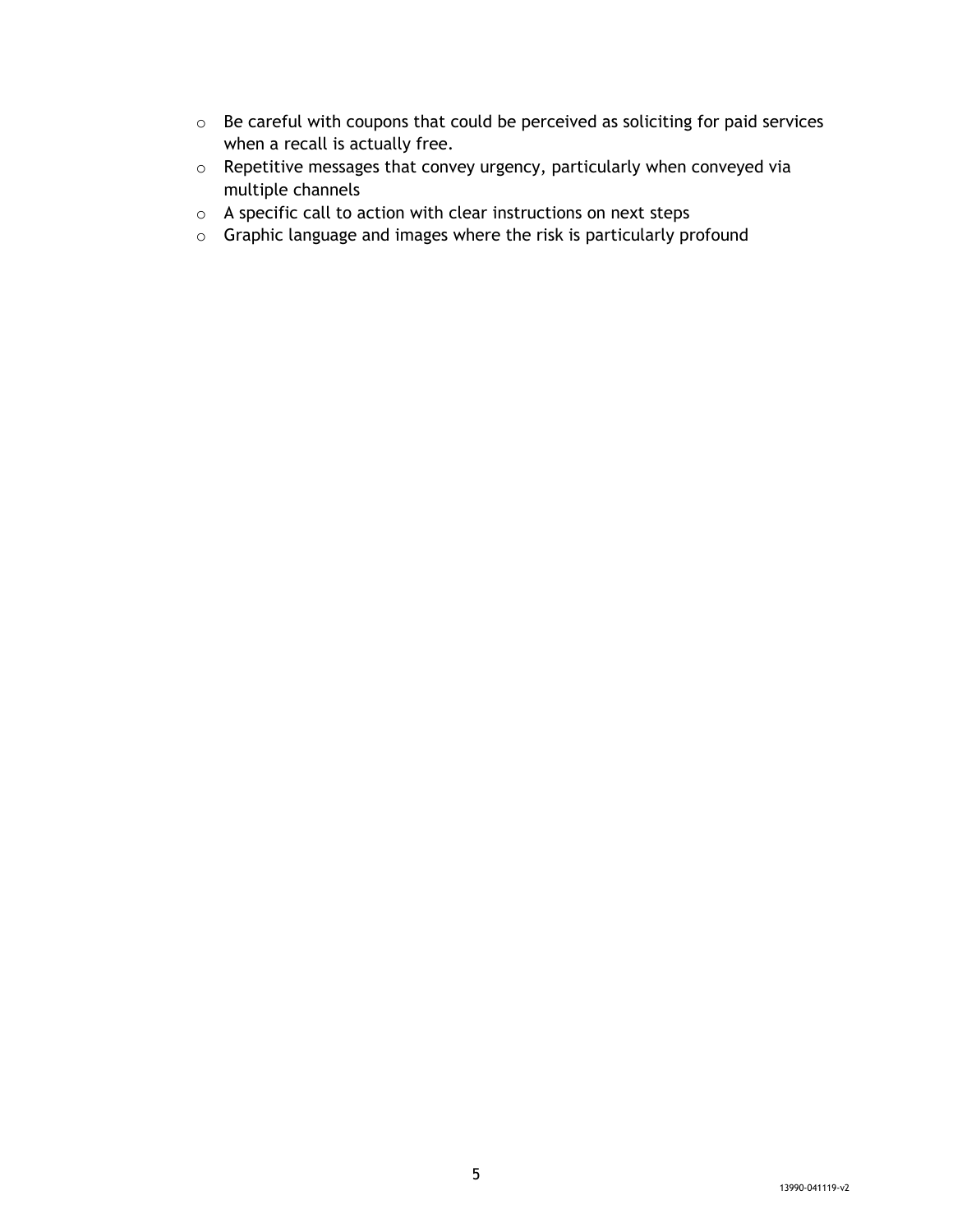- Be careful with coupons that could be perceived as soliciting for paid services when a recall is actually free.
- Repetitive messages that convey urgency, particularly when conveyed via multiple channels
- A specific call to action with clear instructions on next steps
- Graphic language and images where the risk is particularly profound